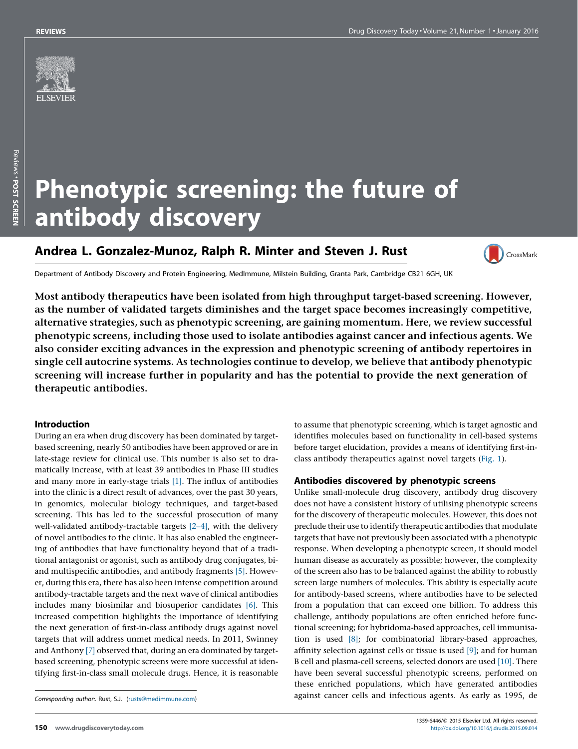# Phenotypic screening: the future of antibody discovery

## Andrea L. Gonzalez-Munoz, Ralph R. Minter and Steven J. Rust

Department of Antibody Discovery and Protein Engineering, MedImmune, Milstein Building, Granta Park, Cambridge CB21 6GH, UK

**Most antibody therapeutics have been isolated from high throughput target-based screening. However, as the number of validated targets diminishes and the target space becomes increasingly competitive, alternative strategies, such as phenotypic screening, are gaining momentum. Here, we review successful phenotypic screens, including those used to isolate antibodies against cancer and infectious agents. We also consider exciting advances in the expression and phenotypic screening of antibody repertoires in single cell autocrine systems. As technologies continue to develop, we believe that antibody phenotypic screening will increase further in popularity and has the potential to provide the next generation of therapeutic antibodies.**

### Introduction

During an era when drug discovery has been dominated by target-based screening, nearly 50 antibodies have been approved or are in late-stage review for clinical use. This number is also set to dramatically increase, with at least 39 antibodies in Phase III studies and many more in early-stage trials [1]. The influx of antibodies into the clinic is a direct result of advances, over the past 30 years, in genomics, molecular biology techniques, and target-based screening. This has led to the successful prosecution of many well-validated antibody-tractable targets [2–4], with the delivery of novel antibodies to the clinic. It has also enabled the engineering of antibodies that have functionality beyond that of a traditional antagonist or agonist, such as antibody drug conjugates, bi- and multispecific antibodies, and antibody fragments [5]. However, during this era, there has also been intense competition around antibody-tractable targets and the next wave of clinical antibodies includes many biosimilar and biosuperior candidates [6]. This increased competition highlights the importance of identifying the next generation of first-in-class antibody drugs against novel targets that will address unmet medical needs. In 2011, Swinney and Anthony [7] observed that, during an era dominated by target-based screening, phenotypic screens were more successful at identifying first-in-class small molecule drugs. Hence, it is reasonable to assume that phenotypic screening, which is target agnostic and identifies molecules based on functionality in cell-based systems before target elucidation, provides a means of identifying first-in-class antibody therapeutics against novel targets (Fig. 1).

### Antibodies discovered by phenotypic screens

Unlike small-molecule drug discovery, antibody drug discovery does not have a consistent history of utilising phenotypic screens for the discovery of therapeutic molecules. However, this does not preclude their use to identify therapeutic antibodies that modulate targets that have not previously been associated with a phenotypic response. When developing a phenotypic screen, it should model human disease as accurately as possible; however, the complexity of the screen also has to be balanced against the ability to robustly screen large numbers of molecules. This ability is especially acute for antibody-based screens, where antibodies have to be selected from a population that can exceed one billion. To address this challenge, antibody populations are often enriched before functional screening; for hybridoma-based approaches, cell immunisation is used [8]; for combinatorial library-based approaches, affinity selection against cells or tissue is used [9]; and for human B cell and plasma-cell screens, selected donors are used [10]. There have been several successful phenotypic screens, performed on these enriched populations, which have generated antibodies against cancer cells and infectious agents. As early as 1995, de

Corresponding author:. Rust, S.J. (rusts@medimmune.com)

1359-6446/© 2015 Elsevier Ltd. All rights reserved.
http://dx.doi.org/10.1016/j.drudis.2015.09.014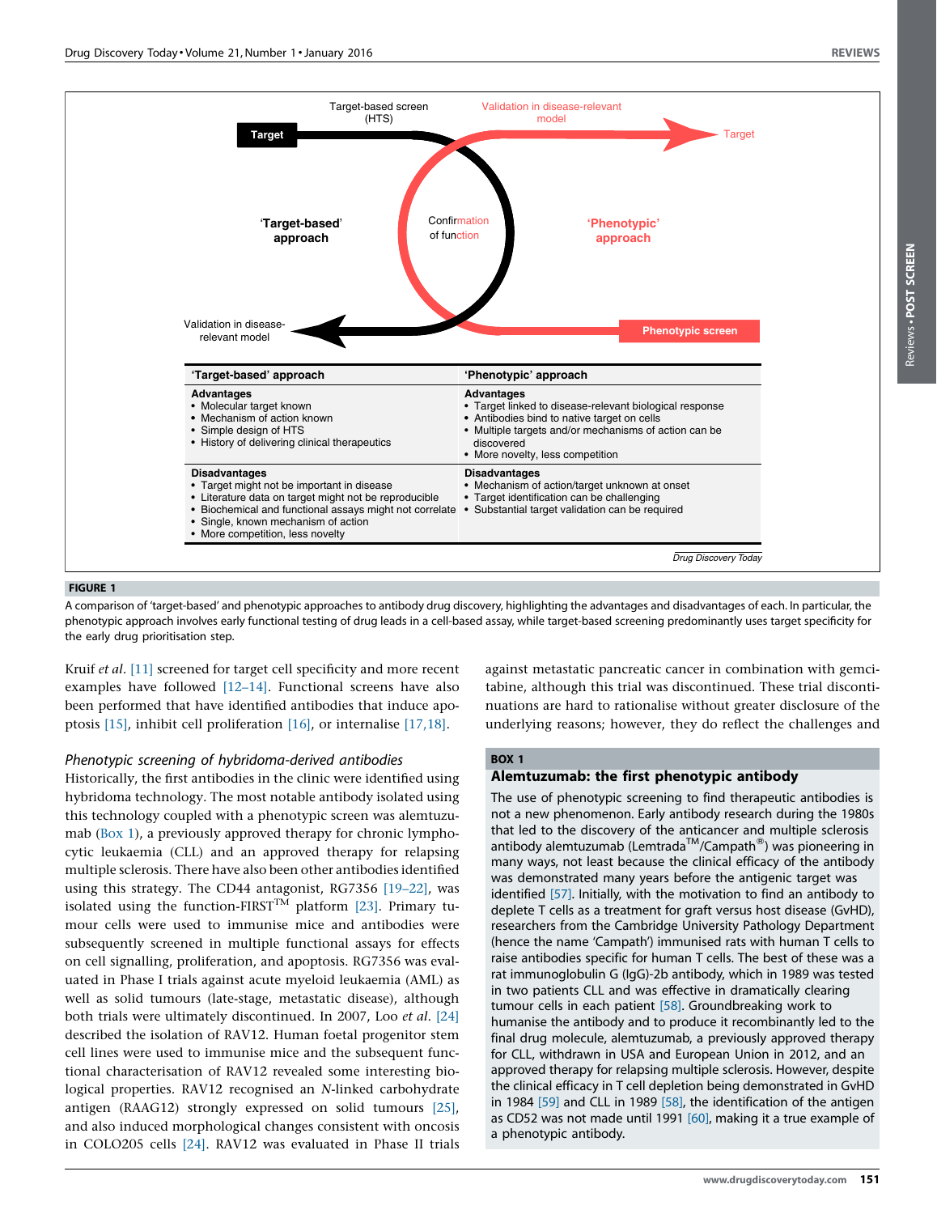| 'Target-based' approach | 'Phenotypic' approach |
|---|---|
| **Advantages**<br>• Molecular target known<br>• Mechanism of action known<br>• Simple design of HTS<br>• History of delivering clinical therapeutics | **Advantages**<br>• Target linked to disease-relevant biological response<br>• Antibodies bind to native target on cells<br>• Multiple targets and/or mechanisms of action can be discovered<br>• More novelty, less competition |
| **Disadvantages**<br>• Target might not be important in disease<br>• Literature data on target might not be reproducible<br>• Biochemical and functional assays might not correlate<br>• Single, known mechanism of action<br>• More competition, less novelty | **Disadvantages**<br>• Mechanism of action/target unknown at onset<br>• Target identification can be challenging<br>• Substantial target validation can be required |

**FIGURE 1**

A comparison of 'target-based' and phenotypic approaches to antibody drug discovery, highlighting the advantages and disadvantages of each. In particular, the phenotypic approach involves early functional testing of drug leads in a cell-based assay, while target-based screening predominantly uses target specificity for the early drug prioritisation step.

Kruif *et al.* [11] screened for target cell specificity and more recent examples have followed [12–14]. Functional screens have also been performed that have identified antibodies that induce apoptosis [15], inhibit cell proliferation [16], or internalise [17,18].

### *Phenotypic screening of hybridoma-derived antibodies*

Historically, the first antibodies in the clinic were identified using hybridoma technology. The most notable antibody isolated using this technology coupled with a phenotypic screen was alemtuzumab (Box 1), a previously approved therapy for chronic lymphocytic leukaemia (CLL) and an approved therapy for relapsing multiple sclerosis. There have also been other antibodies identified using this strategy. The CD44 antagonist, RG7356 [19–22], was isolated using the function-FIRST™ platform [23]. Primary tumour cells were used to immunise mice and antibodies were subsequently screened in multiple functional assays for effects on cell signalling, proliferation, and apoptosis. RG7356 was evaluated in Phase I trials against acute myeloid leukaemia (AML) as well as solid tumours (late-stage, metastatic disease), although both trials were ultimately discontinued. In 2007, Loo *et al.* [24] described the isolation of RAV12. Human foetal progenitor stem cell lines were used to immunise mice and the subsequent functional characterisation of RAV12 revealed some interesting biological properties. RAV12 recognised an *N*-linked carbohydrate antigen (RAAG12) strongly expressed on solid tumours [25], and also induced morphological changes consistent with oncosis in COLO205 cells [24]. RAV12 was evaluated in Phase II trials against metastatic pancreatic cancer in combination with gemcitabine, although this trial was discontinued. These trial discontinuations are hard to rationalise without greater disclosure of the underlying reasons; however, they do reflect the challenges and

**BOX 1**

**Alemtuzumab: the first phenotypic antibody**

The use of phenotypic screening to find therapeutic antibodies is not a new phenomenon. Early antibody research during the 1980s that led to the discovery of the anticancer and multiple sclerosis antibody alemtuzumab (Lemtrada™/Campath®) was pioneering in many ways, not least because the clinical efficacy of the antibody was demonstrated many years before the antigenic target was identified [57]. Initially, with the motivation to find an antibody to deplete T cells as a treatment for graft versus host disease (GvHD), researchers from the Cambridge University Pathology Department (hence the name 'Campath') immunised rats with human T cells to raise antibodies specific for human T cells. The best of these was a rat immunoglobulin G (IgG)-2b antibody, which in 1989 was tested in two patients CLL and was effective in dramatically clearing tumour cells in each patient [58]. Groundbreaking work to humanise the antibody and to produce it recombinantly led to the final drug molecule, alemtuzumab, a previously approved therapy for CLL, withdrawn in USA and European Union in 2012, and an approved therapy for relapsing multiple sclerosis. However, despite the clinical efficacy in T cell depletion being demonstrated in GvHD in 1984 [59] and CLL in 1989 [58], the identification of the antigen as CD52 was not made until 1991 [60], making it a true example of a phenotypic antibody.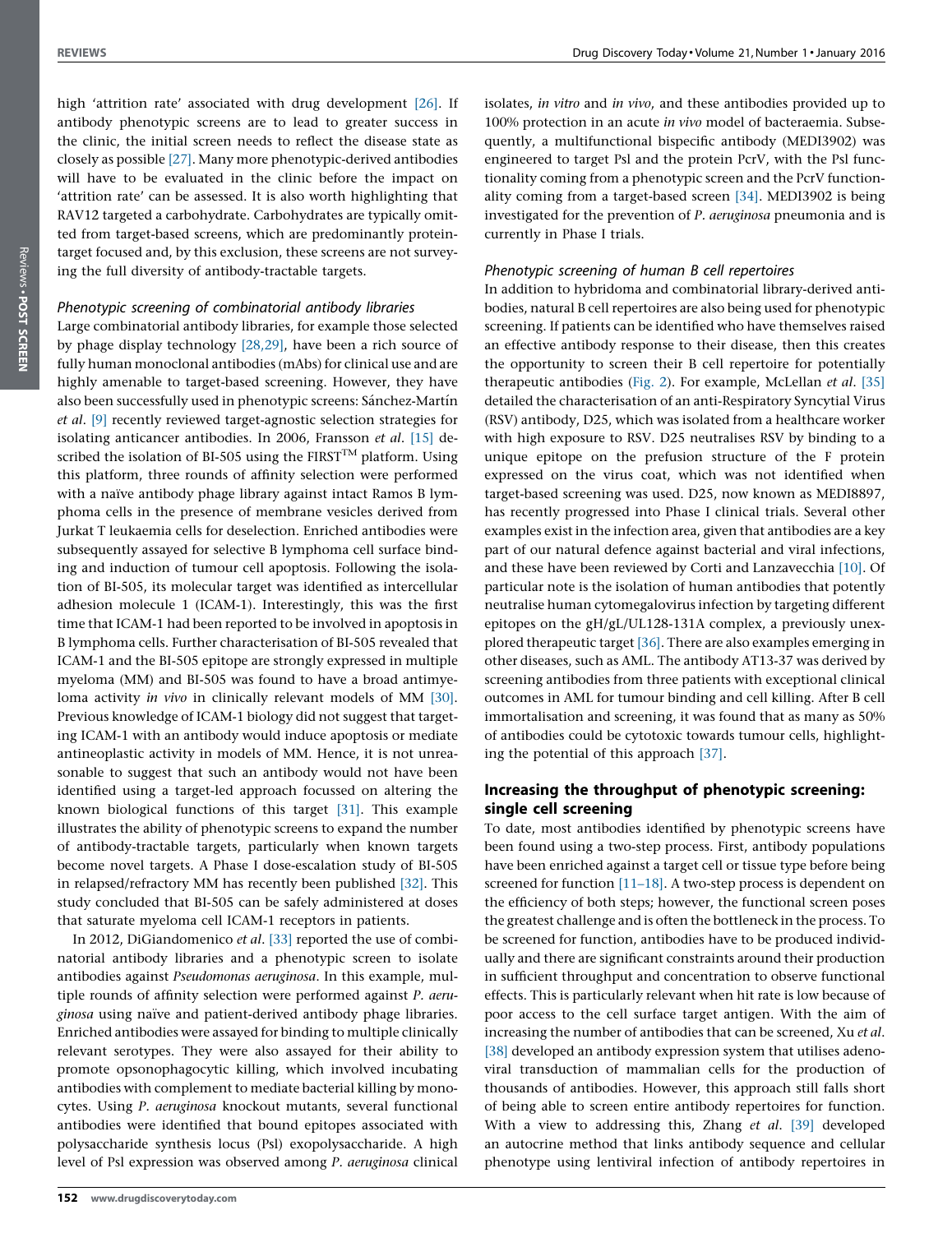high 'attrition rate' associated with drug development [26]. If antibody phenotypic screens are to lead to greater success in the clinic, the initial screen needs to reflect the disease state as closely as possible [27]. Many more phenotypic-derived antibodies will have to be evaluated in the clinic before the impact on 'attrition rate' can be assessed. It is also worth highlighting that RAV12 targeted a carbohydrate. Carbohydrates are typically omitted from target-based screens, which are predominantly protein-target focused and, by this exclusion, these screens are not surveying the full diversity of antibody-tractable targets.

### *Phenotypic screening of combinatorial antibody libraries*

Large combinatorial antibody libraries, for example those selected by phage display technology [28,29], have been a rich source of fully human monoclonal antibodies (mAbs) for clinical use and are highly amenable to target-based screening. However, they have also been successfully used in phenotypic screens: Sánchez-Martín *et al*. [9] recently reviewed target-agnostic selection strategies for isolating anticancer antibodies. In 2006, Fransson *et al*. [15] described the isolation of BI-505 using the FIRST™ platform. Using this platform, three rounds of affinity selection were performed with a naïve antibody phage library against intact Ramos B lymphoma cells in the presence of membrane vesicles derived from Jurkat T leukaemia cells for deselection. Enriched antibodies were subsequently assayed for selective B lymphoma cell surface binding and induction of tumour cell apoptosis. Following the isolation of BI-505, its molecular target was identified as intercellular adhesion molecule 1 (ICAM-1). Interestingly, this was the first time that ICAM-1 had been reported to be involved in apoptosis in B lymphoma cells. Further characterisation of BI-505 revealed that ICAM-1 and the BI-505 epitope are strongly expressed in multiple myeloma (MM) and BI-505 was found to have a broad antimyeloma activity *in vivo* in clinically relevant models of MM [30]. Previous knowledge of ICAM-1 biology did not suggest that targeting ICAM-1 with an antibody would induce apoptosis or mediate antineoplastic activity in models of MM. Hence, it is not unreasonable to suggest that such an antibody would not have been identified using a target-led approach focussed on altering the known biological functions of this target [31]. This example illustrates the ability of phenotypic screens to expand the number of antibody-tractable targets, particularly when known targets become novel targets. A Phase I dose-escalation study of BI-505 in relapsed/refractory MM has recently been published [32]. This study concluded that BI-505 can be safely administered at doses that saturate myeloma cell ICAM-1 receptors in patients.

In 2012, DiGiandomenico *et al*. [33] reported the use of combinatorial antibody libraries and a phenotypic screen to isolate antibodies against *Pseudomonas aeruginosa*. In this example, multiple rounds of affinity selection were performed against *P. aeruginosa* using naïve and patient-derived antibody phage libraries. Enriched antibodies were assayed for binding to multiple clinically relevant serotypes. They were also assayed for their ability to promote opsonophagocytic killing, which involved incubating antibodies with complement to mediate bacterial killing by monocytes. Using *P. aeruginosa* knockout mutants, several functional antibodies were identified that bound epitopes associated with polysaccharide synthesis locus (Psl) exopolysaccharide. A high level of Psl expression was observed among *P. aeruginosa* clinical isolates, *in vitro* and *in vivo*, and these antibodies provided up to 100% protection in an acute *in vivo* model of bacteraemia. Subsequently, a multifunctional bispecific antibody (MEDI3902) was engineered to target Psl and the protein PcrV, with the Psl functionality coming from a phenotypic screen and the PcrV functionality coming from a target-based screen [34]. MEDI3902 is being investigated for the prevention of *P. aeruginosa* pneumonia and is currently in Phase I trials.

### *Phenotypic screening of human B cell repertoires*

In addition to hybridoma and combinatorial library-derived antibodies, natural B cell repertoires are also being used for phenotypic screening. If patients can be identified who have themselves raised an effective antibody response to their disease, then this creates the opportunity to screen their B cell repertoire for potentially therapeutic antibodies (Fig. 2). For example, McLellan *et al*. [35] detailed the characterisation of an anti-Respiratory Syncytial Virus (RSV) antibody, D25, which was isolated from a healthcare worker with high exposure to RSV. D25 neutralises RSV by binding to a unique epitope on the prefusion structure of the F protein expressed on the virus coat, which was not identified when target-based screening was used. D25, now known as MEDI8897, has recently progressed into Phase I clinical trials. Several other examples exist in the infection area, given that antibodies are a key part of our natural defence against bacterial and viral infections, and these have been reviewed by Corti and Lanzavecchia [10]. Of particular note is the isolation of human antibodies that potently neutralise human cytomegalovirus infection by targeting different epitopes on the gH/gL/UL128-131A complex, a previously unexplored therapeutic target [36]. There are also examples emerging in other diseases, such as AML. The antibody AT13-37 was derived by screening antibodies from three patients with exceptional clinical outcomes in AML for tumour binding and cell killing. After B cell immortalisation and screening, it was found that as many as 50% of antibodies could be cytotoxic towards tumour cells, highlighting the potential of this approach [37].

## Increasing the throughput of phenotypic screening: single cell screening

To date, most antibodies identified by phenotypic screens have been found using a two-step process. First, antibody populations have been enriched against a target cell or tissue type before being screened for function [11–18]. A two-step process is dependent on the efficiency of both steps; however, the functional screen poses the greatest challenge and is often the bottleneck in the process. To be screened for function, antibodies have to be produced individually and there are significant constraints around their production in sufficient throughput and concentration to observe functional effects. This is particularly relevant when hit rate is low because of poor access to the cell surface target antigen. With the aim of increasing the number of antibodies that can be screened, Xu *et al*. [38] developed an antibody expression system that utilises adenoviral transduction of mammalian cells for the production of thousands of antibodies. However, this approach still falls short of being able to screen entire antibody repertoires for function. With a view to addressing this, Zhang *et al*. [39] developed an autocrine method that links antibody sequence and cellular phenotype using lentiviral infection of antibody repertoires in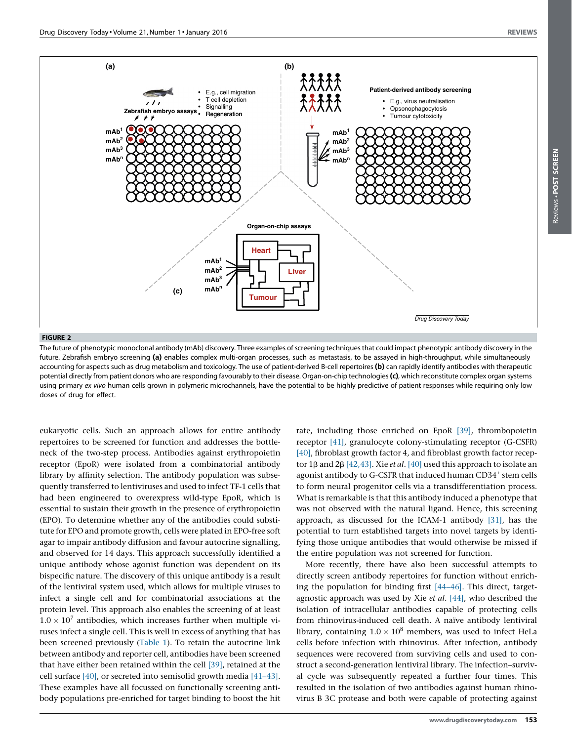**FIGURE 2**

The future of phenotypic monoclonal antibody (mAb) discovery. Three examples of screening techniques that could impact phenotypic antibody discovery in the future. Zebrafish embryo screening **(a)** enables complex multi-organ processes, such as metastasis, to be assayed in high-throughput, while simultaneously accounting for aspects such as drug metabolism and toxicology. The use of patient-derived B-cell repertoires **(b)** can rapidly identify antibodies with therapeutic potential directly from patient donors who are responding favourably to their disease. Organ-on-chip technologies **(c)**, which reconstitute complex organ systems using primary *ex vivo* human cells grown in polymeric microchannels, have the potential to be highly predictive of patient responses while requiring only low doses of drug for effect.

eukaryotic cells. Such an approach allows for entire antibody repertoires to be screened for function and addresses the bottleneck of the two-step process. Antibodies against erythropoietin receptor (EpoR) were isolated from a combinatorial antibody library by affinity selection. The antibody population was subsequently transferred to lentiviruses and used to infect TF-1 cells that had been engineered to overexpress wild-type EpoR, which is essential to sustain their growth in the presence of erythropoietin (EPO). To determine whether any of the antibodies could substitute for EPO and promote growth, cells were plated in EPO-free soft agar to impair antibody diffusion and favour autocrine signalling, and observed for 14 days. This approach successfully identified a unique antibody whose agonist function was dependent on its bispecific nature. The discovery of this unique antibody is a result of the lentiviral system used, which allows for multiple viruses to infect a single cell and for combinatorial associations at the protein level. This approach also enables the screening of at least $1.0 \times 10^7$ antibodies, which increases further when multiple viruses infect a single cell. This is well in excess of anything that has been screened previously (Table 1). To retain the autocrine link between antibody and reporter cell, antibodies have been screened that have either been retained within the cell [39], retained at the cell surface [40], or secreted into semisolid growth media [41–43]. These examples have all focussed on functionally screening antibody populations pre-enriched for target binding to boost the hit rate, including those enriched on EpoR [39], thrombopoietin receptor [41], granulocyte colony-stimulating receptor (G-CSFR) [40], fibroblast growth factor 4, and fibroblast growth factor receptor 1β and 2β [42,43]. Xie *et al.* [40] used this approach to isolate an agonist antibody to G-CSFR that induced human CD34[+] stem cells to form neural progenitor cells via a transdifferentiation process. What is remarkable is that this antibody induced a phenotype that was not observed with the natural ligand. Hence, this screening approach, as discussed for the ICAM-1 antibody [31], has the potential to turn established targets into novel targets by identifying those unique antibodies that would otherwise be missed if the entire population was not screened for function.

More recently, there have also been successful attempts to directly screen antibody repertoires for function without enriching the population for binding first [44–46]. This direct, target-agnostic approach was used by Xie *et al.* [44], who described the isolation of intracellular antibodies capable of protecting cells from rhinovirus-induced cell death. A naïve antibody lentiviral library, containing $1.0 \times 10^8$ members, was used to infect HeLa cells before infection with rhinovirus. After infection, antibody sequences were recovered from surviving cells and used to construct a second-generation lentiviral library. The infection–survival cycle was subsequently repeated a further four times. This resulted in the isolation of two antibodies against human rhinovirus B 3C protease and both were capable of protecting against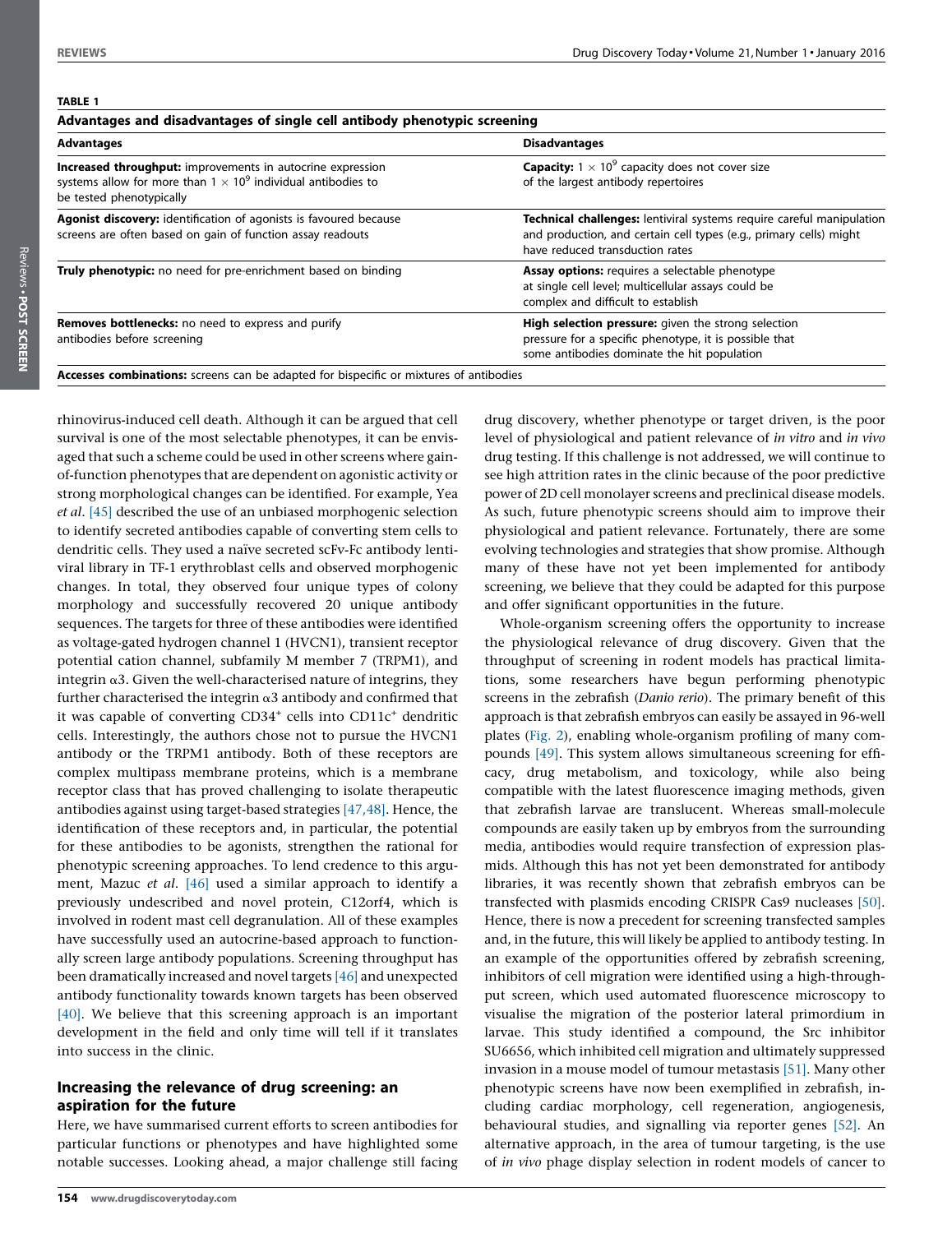**TABLE 1**

**Advantages and disadvantages of single cell antibody phenotypic screening**

| Advantages | Disadvantages |
| --- | --- |
| **Increased throughput:** improvements in autocrine expression systems allow for more than $1 \times 10^9$ individual antibodies to be tested phenotypically | **Capacity:** $1 \times 10^9$ capacity does not cover size of the largest antibody repertoires |
| **Agonist discovery:** identification of agonists is favoured because screens are often based on gain of function assay readouts | **Technical challenges:** lentiviral systems require careful manipulation and production, and certain cell types (e.g., primary cells) might have reduced transduction rates |
| **Truly phenotypic:** no need for pre-enrichment based on binding | **Assay options:** requires a selectable phenotype at single cell level; multicellular assays could be complex and difficult to establish |
| **Removes bottlenecks:** no need to express and purify antibodies before screening | **High selection pressure:** given the strong selection pressure for a specific phenotype, it is possible that some antibodies dominate the hit population |
| **Accesses combinations:** screens can be adapted for bispecific or mixtures of antibodies | |

rhinovirus-induced cell death. Although it can be argued that cell survival is one of the most selectable phenotypes, it can be envisaged that such a scheme could be used in other screens where gain-of-function phenotypes that are dependent on agonistic activity or strong morphological changes can be identified. For example, Yea *et al*. [45] described the use of an unbiased morphogenic selection to identify secreted antibodies capable of converting stem cells to dendritic cells. They used a naïve secreted scFv-Fc antibody lentiviral library in TF-1 erythroblast cells and observed morphogenic changes. In total, they observed four unique types of colony morphology and successfully recovered 20 unique antibody sequences. The targets for three of these antibodies were identified as voltage-gated hydrogen channel 1 (HVCN1), transient receptor potential cation channel, subfamily M member 7 (TRPM1), and integrin α3. Given the well-characterised nature of integrins, they further characterised the integrin α3 antibody and confirmed that it was capable of converting CD34$^+$ cells into CD11c$^+$ dendritic cells. Interestingly, the authors chose not to pursue the HVCN1 antibody or the TRPM1 antibody. Both of these receptors are complex multipass membrane proteins, which is a membrane receptor class that has proved challenging to isolate therapeutic antibodies against using target-based strategies [47,48]. Hence, the identification of these receptors and, in particular, the potential for these antibodies to be agonists, strengthen the rational for phenotypic screening approaches. To lend credence to this argument, Mazuc *et al*. [46] used a similar approach to identify a previously undescribed and novel protein, C12orf4, which is involved in rodent mast cell degranulation. All of these examples have successfully used an autocrine-based approach to functionally screen large antibody populations. Screening throughput has been dramatically increased and novel targets [46] and unexpected antibody functionality towards known targets has been observed [40]. We believe that this screening approach is an important development in the field and only time will tell if it translates into success in the clinic.

## Increasing the relevance of drug screening: an aspiration for the future

Here, we have summarised current efforts to screen antibodies for particular functions or phenotypes and have highlighted some notable successes. Looking ahead, a major challenge still facing drug discovery, whether phenotype or target driven, is the poor level of physiological and patient relevance of *in vitro* and *in vivo* drug testing. If this challenge is not addressed, we will continue to see high attrition rates in the clinic because of the poor predictive power of 2D cell monolayer screens and preclinical disease models. As such, future phenotypic screens should aim to improve their physiological and patient relevance. Fortunately, there are some evolving technologies and strategies that show promise. Although many of these have not yet been implemented for antibody screening, we believe that they could be adapted for this purpose and offer significant opportunities in the future.

Whole-organism screening offers the opportunity to increase the physiological relevance of drug discovery. Given that the throughput of screening in rodent models has practical limitations, some researchers have begun performing phenotypic screens in the zebrafish (*Danio rerio*). The primary benefit of this approach is that zebrafish embryos can easily be assayed in 96-well plates (Fig. 2), enabling whole-organism profiling of many compounds [49]. This system allows simultaneous screening for efficacy, drug metabolism, and toxicology, while also being compatible with the latest fluorescence imaging methods, given that zebrafish larvae are translucent. Whereas small-molecule compounds are easily taken up by embryos from the surrounding media, antibodies would require transfection of expression plasmids. Although this has not yet been demonstrated for antibody libraries, it was recently shown that zebrafish embryos can be transfected with plasmids encoding CRISPR Cas9 nucleases [50]. Hence, there is now a precedent for screening transfected samples and, in the future, this will likely be applied to antibody testing. In an example of the opportunities offered by zebrafish screening, inhibitors of cell migration were identified using a high-throughput screen, which used automated fluorescence microscopy to visualise the migration of the posterior lateral primordium in larvae. This study identified a compound, the Src inhibitor SU6656, which inhibited cell migration and ultimately suppressed invasion in a mouse model of tumour metastasis [51]. Many other phenotypic screens have now been exemplified in zebrafish, including cardiac morphology, cell regeneration, angiogenesis, behavioural studies, and signalling via reporter genes [52]. An alternative approach, in the area of tumour targeting, is the use of *in vivo* phage display selection in rodent models of cancer to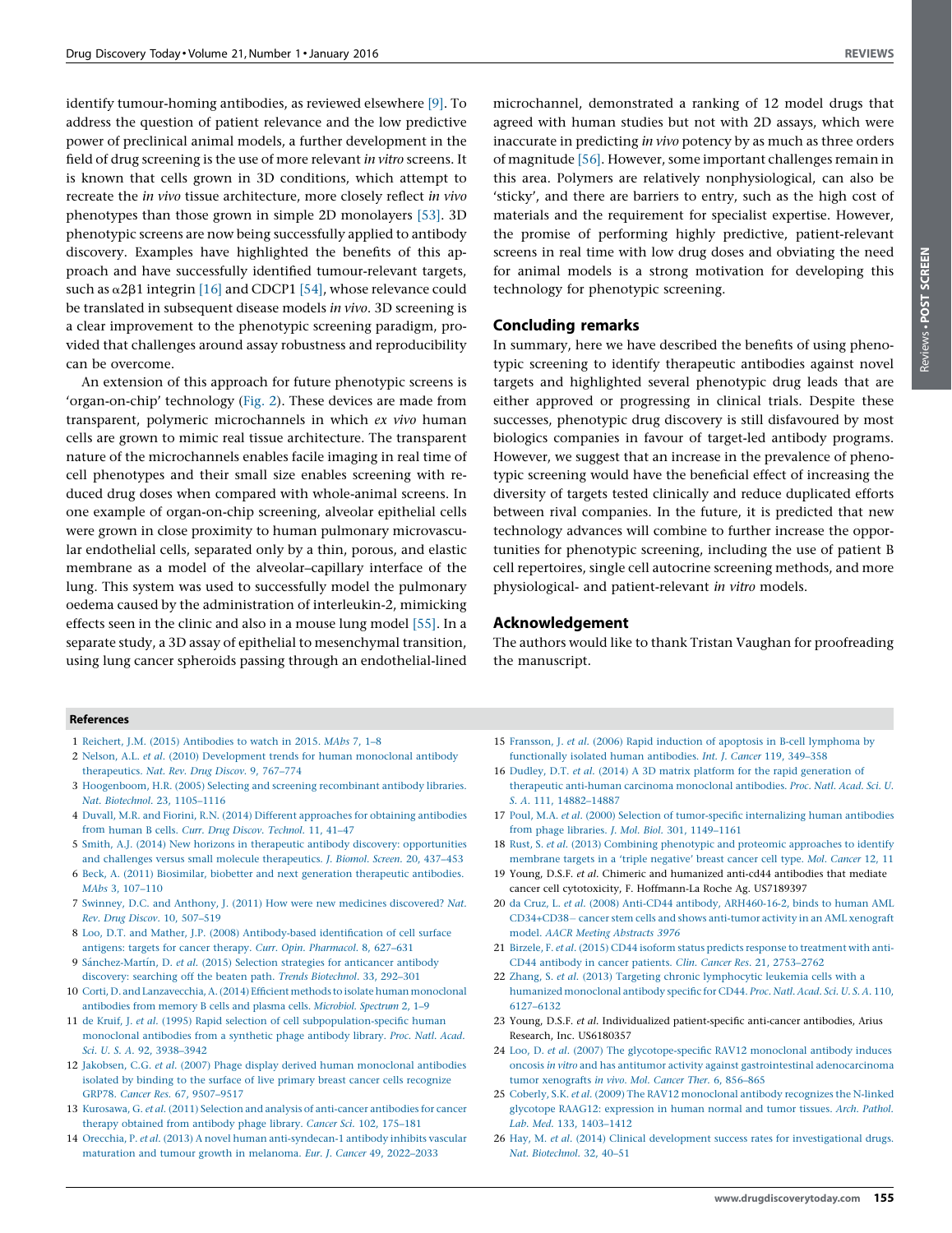identify tumour-homing antibodies, as reviewed elsewhere [9]. To address the question of patient relevance and the low predictive power of preclinical animal models, a further development in the field of drug screening is the use of more relevant *in vitro* screens. It is known that cells grown in 3D conditions, which attempt to recreate the *in vivo* tissue architecture, more closely reflect *in vivo* phenotypes than those grown in simple 2D monolayers [53]. 3D phenotypic screens are now being successfully applied to antibody discovery. Examples have highlighted the benefits of this approach and have successfully identified tumour-relevant targets, such as $\alpha 2\beta 1$ integrin [16] and CDCP1 [54], whose relevance could be translated in subsequent disease models *in vivo*. 3D screening is a clear improvement to the phenotypic screening paradigm, provided that challenges around assay robustness and reproducibility can be overcome.

An extension of this approach for future phenotypic screens is 'organ-on-chip' technology (Fig. 2). These devices are made from transparent, polymeric microchannels in which *ex vivo* human cells are grown to mimic real tissue architecture. The transparent nature of the microchannels enables facile imaging in real time of cell phenotypes and their small size enables screening with reduced drug doses when compared with whole-animal screens. In one example of organ-on-chip screening, alveolar epithelial cells were grown in close proximity to human pulmonary microvascular endothelial cells, separated only by a thin, porous, and elastic membrane as a model of the alveolar–capillary interface of the lung. This system was used to successfully model the pulmonary oedema caused by the administration of interleukin-2, mimicking effects seen in the clinic and also in a mouse lung model [55]. In a separate study, a 3D assay of epithelial to mesenchymal transition, using lung cancer spheroids passing through an endothelial-lined microchannel, demonstrated a ranking of 12 model drugs that agreed with human studies but not with 2D assays, which were inaccurate in predicting *in vivo* potency by as much as three orders of magnitude [56]. However, some important challenges remain in this area. Polymers are relatively nonphysiological, can also be 'sticky', and there are barriers to entry, such as the high cost of materials and the requirement for specialist expertise. However, the promise of performing highly predictive, patient-relevant screens in real time with low drug doses and obviating the need for animal models is a strong motivation for developing this technology for phenotypic screening.

## Concluding remarks

In summary, here we have described the benefits of using phenotypic screening to identify therapeutic antibodies against novel targets and highlighted several phenotypic drug leads that are either approved or progressing in clinical trials. Despite these successes, phenotypic drug discovery is still disfavoured by most biologics companies in favour of target-led antibody programs. However, we suggest that an increase in the prevalence of phenotypic screening would have the beneficial effect of increasing the diversity of targets tested clinically and reduce duplicated efforts between rival companies. In the future, it is predicted that new technology advances will combine to further increase the opportunities for phenotypic screening, including the use of patient B cell repertoires, single cell autocrine screening methods, and more physiological- and patient-relevant *in vitro* models.

## Acknowledgement

The authors would like to thank Tristan Vaughan for proofreading the manuscript.

## References

1 Reichert, J.M. (2015) Antibodies to watch in 2015. *MAbs* 7, 1–8
2 Nelson, A.L. *et al.* (2010) Development trends for human monoclonal antibody therapeutics. *Nat. Rev. Drug Discov.* 9, 767–774
3 Hoogenboom, H.R. (2005) Selecting and screening recombinant antibody libraries. *Nat. Biotechnol.* 23, 1105–1116
4 Duvall, M.R. and Fiorini, R.N. (2014) Different approaches for obtaining antibodies from human B cells. *Curr. Drug Discov. Technol.* 11, 41–47
5 Smith, A.J. (2014) New horizons in therapeutic antibody discovery: opportunities and challenges versus small molecule therapeutics. *J. Biomol. Screen.* 20, 437–453
6 Beck, A. (2011) Biosimilar, biobetter and next generation therapeutic antibodies. *MAbs* 3, 107–110
7 Swinney, D.C. and Anthony, J. (2011) How were new medicines discovered? *Nat. Rev. Drug Discov.* 10, 507–519
8 Loo, D.T. and Mather, J.P. (2008) Antibody-based identification of cell surface antigens: targets for cancer therapy. *Curr. Opin. Pharmacol.* 8, 627–631
9 Sánchez-Martín, D. *et al.* (2015) Selection strategies for anticancer antibody discovery: searching off the beaten path. *Trends Biotechnol.* 33, 292–301
10 Corti, D. and Lanzavecchia, A. (2014) Efficient methods to isolate human monoclonal antibodies from memory B cells and plasma cells. *Microbiol. Spectrum* 2, 1–9
11 de Kruif, J. *et al.* (1995) Rapid selection of cell subpopulation-specific human monoclonal antibodies from a synthetic phage antibody library. *Proc. Natl. Acad. Sci. U. S. A.* 92, 3938–3942
12 Jakobsen, C.G. *et al.* (2007) Phage display derived human monoclonal antibodies isolated by binding to the surface of live primary breast cancer cells recognize GRP78. *Cancer Res.* 67, 9507–9517
13 Kurosawa, G. *et al.* (2011) Selection and analysis of anti-cancer antibodies for cancer therapy obtained from antibody phage library. *Cancer Sci.* 102, 175–181
14 Orecchia, P. *et al.* (2013) A novel human anti-syndecan-1 antibody inhibits vascular maturation and tumour growth in melanoma. *Eur. J. Cancer* 49, 2022–2033
15 Fransson, J. *et al.* (2006) Rapid induction of apoptosis in B-cell lymphoma by functionally isolated human antibodies. *Int. J. Cancer* 119, 349–358
16 Dudley, D.T. *et al.* (2014) A 3D matrix platform for the rapid generation of therapeutic anti-human carcinoma monoclonal antibodies. *Proc. Natl. Acad. Sci. U. S. A.* 111, 14882–14887
17 Poul, M.A. *et al.* (2000) Selection of tumor-specific internalizing human antibodies from phage libraries. *J. Mol. Biol.* 301, 1149–1161
18 Rust, S. *et al.* (2013) Combining phenotypic and proteomic approaches to identify membrane targets in a 'triple negative' breast cancer cell type. *Mol. Cancer* 12, 11
19 Young, D.S.F. *et al.* Chimeric and humanized anti-cd44 antibodies that mediate cancer cell cytotoxicity, F. Hoffmann-La Roche Ag. US7189397
20 da Cruz, L. *et al.* (2008) Anti-CD44 antibody, ARH460-16-2, binds to human AML CD34+CD38– cancer stem cells and shows anti-tumor activity in an AML xenograft model. *AACR Meeting Abstracts 3976*
21 Birzele, F. *et al.* (2015) CD44 isoform status predicts response to treatment with anti-CD44 antibody in cancer patients. *Clin. Cancer Res.* 21, 2753–2762
22 Zhang, S. *et al.* (2013) Targeting chronic lymphocytic leukemia cells with a humanized monoclonal antibody specific for CD44. *Proc. Natl. Acad. Sci. U. S. A.* 110, 6127–6132
23 Young, D.S.F. *et al.* Individualized patient-specific anti-cancer antibodies, Arius Research, Inc. US6180357
24 Loo, D. *et al.* (2007) The glycotope-specific RAV12 monoclonal antibody induces oncosis *in vitro* and has antitumor activity against gastrointestinal adenocarcinoma tumor xenografts *in vivo*. *Mol. Cancer Ther.* 6, 856–865
25 Coberly, S.K. *et al.* (2009) The RAV12 monoclonal antibody recognizes the N-linked glycotope RAAG12: expression in human normal and tumor tissues. *Arch. Pathol. Lab. Med.* 133, 1403–1412
26 Hay, M. *et al.* (2014) Clinical development success rates for investigational drugs. *Nat. Biotechnol.* 32, 40–51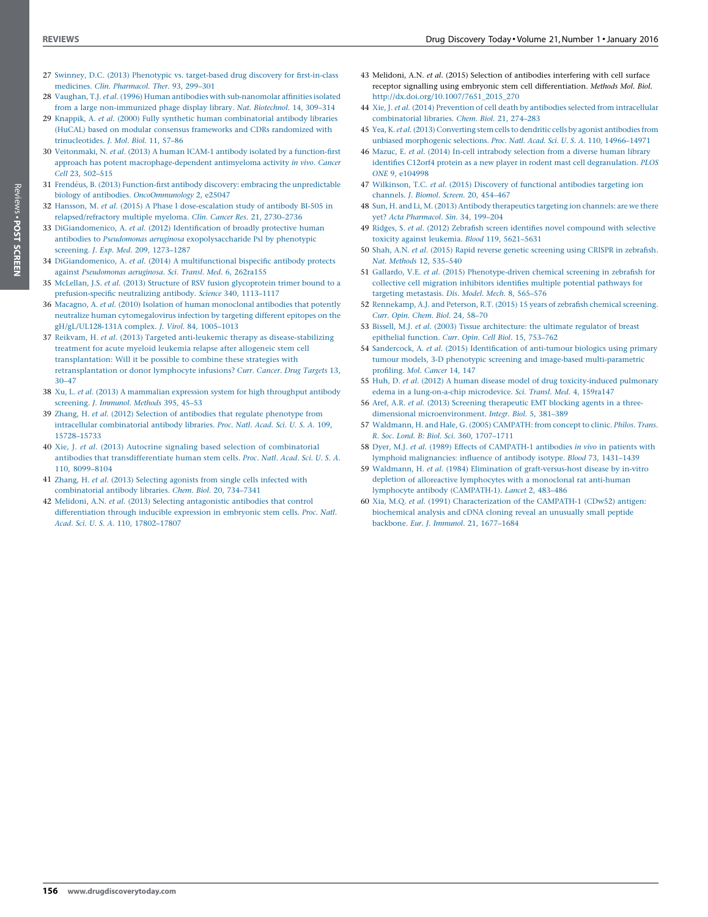27 Swinney, D.C. (2013) Phenotypic vs. target-based drug discovery for first-in-class medicines. *Clin. Pharmacol. Ther.* 93, 299–301

28 Vaughan, T.J. *et al.* (1996) Human antibodies with sub-nanomolar affinities isolated from a large non-immunized phage display library. *Nat. Biotechnol.* 14, 309–314

29 Knappik, A. *et al.* (2000) Fully synthetic human combinatorial antibody libraries (HuCAL) based on modular consensus frameworks and CDRs randomized with trinucleotides. *J. Mol. Biol.* 11, 57–86

30 Veitonmaki, N. *et al.* (2013) A human ICAM-1 antibody isolated by a function-first approach has potent macrophage-dependent antimyeloma activity *in vivo*. *Cancer Cell* 23, 502–515

31 Frendéus, B. (2013) Function-first antibody discovery: embracing the unpredictable biology of antibodies. *OncoOmmunology* 2, e25047

32 Hansson, M. *et al.* (2015) A Phase I dose-escalation study of antibody BI-505 in relapsed/refractory multiple myeloma. *Clin. Cancer Res.* 21, 2730–2736

33 DiGiandomenico, A. *et al.* (2012) Identification of broadly protective human antibodies to *Pseudomonas aeruginosa* exopolysaccharide Psl by phenotypic screening. *J. Exp. Med.* 209, 1273–1287

34 DiGiandomenico, A. *et al.* (2014) A multifunctional bispecific antibody protects against *Pseudomonas aeruginosa*. *Sci. Transl. Med.* 6, 262ra155

35 McLellan, J.S. *et al.* (2013) Structure of RSV fusion glycoprotein trimer bound to a prefusion-specific neutralizing antibody. *Science* 340, 1113–1117

36 Macagno, A. *et al.* (2010) Isolation of human monoclonal antibodies that potently neutralize human cytomegalovirus infection by targeting different epitopes on the gH/gL/UL128-131A complex. *J. Virol.* 84, 1005–1013

37 Reikvam, H. *et al.* (2013) Targeted anti-leukemic therapy as disease-stabilizing treatment for acute myeloid leukemia relapse after allogeneic stem cell transplantation: Will it be possible to combine these strategies with retransplantation or donor lymphocyte infusions? *Curr. Cancer. Drug Targets* 13, 30–47

38 Xu, L. *et al.* (2013) A mammalian expression system for high throughput antibody screening. *J. Immunol. Methods* 395, 45–53

39 Zhang, H. *et al.* (2012) Selection of antibodies that regulate phenotype from intracellular combinatorial antibody libraries. *Proc. Natl. Acad. Sci. U. S. A.* 109, 15728–15733

40 Xie, J. *et al.* (2013) Autocrine signaling based selection of combinatorial antibodies that transdifferentiate human stem cells. *Proc. Natl. Acad. Sci. U. S. A.* 110, 8099–8104

41 Zhang, H. *et al.* (2013) Selecting agonists from single cells infected with combinatorial antibody libraries. *Chem. Biol.* 20, 734–7341

42 Melidoni, A.N. *et al.* (2013) Selecting antagonistic antibodies that control differentiation through inducible expression in embryonic stem cells. *Proc. Natl. Acad. Sci. U. S. A.* 110, 17802–17807

43 Melidoni, A.N. *et al.* (2015) Selection of antibodies interfering with cell surface receptor signalling using embryonic stem cell differentiation. *Methods Mol. Biol.* http://dx.doi.org/10.1007/7651_2015_270

44 Xie, J. *et al.* (2014) Prevention of cell death by antibodies selected from intracellular combinatorial libraries. *Chem. Biol.* 21, 274–283

45 Yea, K. *et al.* (2013) Converting stem cells to dendritic cells by agonist antibodies from unbiased morphogenic selections. *Proc. Natl. Acad. Sci. U. S. A.* 110, 14966–14971

46 Mazuc, E. *et al.* (2014) In-cell intrabody selection from a diverse human library identifies C12orf4 protein as a new player in rodent mast cell degranulation. *PLOS ONE* 9, e104998

47 Wilkinson, T.C. *et al.* (2015) Discovery of functional antibodies targeting ion channels. *J. Biomol. Screen.* 20, 454–467

48 Sun, H. and Li, M. (2013) Antibody therapeutics targeting ion channels: are we there yet? *Acta Pharmacol. Sin.* 34, 199–204

49 Ridges, S. *et al.* (2012) Zebrafish screen identifies novel compound with selective toxicity against leukemia. *Blood* 119, 5621–5631

50 Shah, A.N. *et al.* (2015) Rapid reverse genetic screening using CRISPR in zebrafish. *Nat. Methods* 12, 535–540

51 Gallardo, V.E. *et al.* (2015) Phenotype-driven chemical screening in zebrafish for collective cell migration inhibitors identifies multiple potential pathways for targeting metastasis. *Dis. Model. Mech.* 8, 565–576

52 Rennekamp, A.J. and Peterson, R.T. (2015) 15 years of zebrafish chemical screening. *Curr. Opin. Chem. Biol.* 24, 58–70

53 Bissell, M.J. *et al.* (2003) Tissue architecture: the ultimate regulator of breast epithelial function. *Curr. Opin. Cell Biol.* 15, 753–762

54 Sandercock, A. *et al.* (2015) Identification of anti-tumour biologics using primary tumour models, 3-D phenotypic screening and image-based multi-parametric profiling. *Mol. Cancer* 14, 147

55 Huh, D. *et al.* (2012) A human disease model of drug toxicity-induced pulmonary edema in a lung-on-a-chip microdevice. *Sci. Transl. Med.* 4, 159ra147

56 Aref, A.R. *et al.* (2013) Screening therapeutic EMT blocking agents in a three-dimensional microenvironment. *Integr. Biol.* 5, 381–389

57 Waldmann, H. and Hale, G. (2005) CAMPATH: from concept to clinic. *Philos. Trans. R. Soc. Lond. B: Biol. Sci.* 360, 1707–1711

58 Dyer, M.J. *et al.* (1989) Effects of CAMPATH-1 antibodies *in vivo* in patients with lymphoid malignancies: influence of antibody isotype. *Blood* 73, 1431–1439

59 Waldmann, H. *et al.* (1984) Elimination of graft-versus-host disease by in-vitro depletion of alloreactive lymphocytes with a monoclonal rat anti-human lymphocyte antibody (CAMPATH-1). *Lancet* 2, 483–486

60 Xia, M.Q. *et al.* (1991) Characterization of the CAMPATH-1 (CDw52) antigen: biochemical analysis and cDNA cloning reveal an unusually small peptide backbone. *Eur. J. Immunol.* 21, 1677–1684